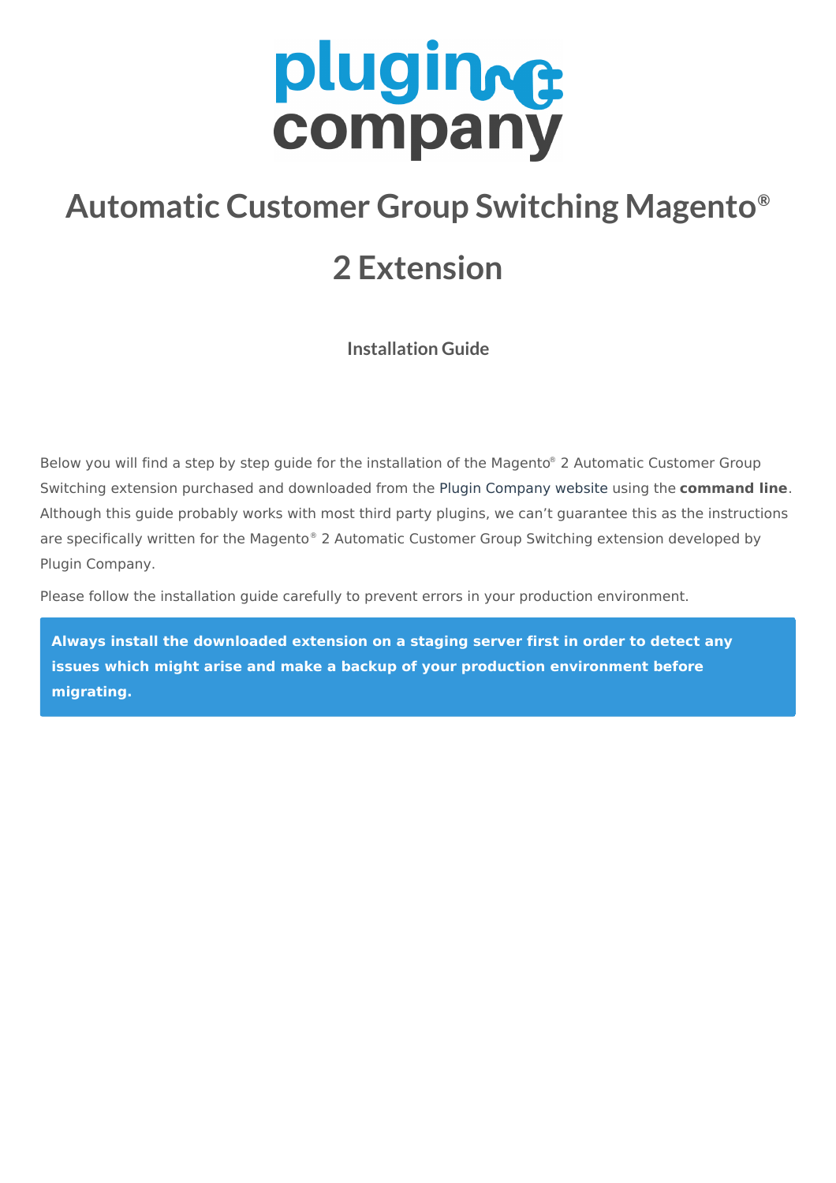# Automatic Customer Group Switching Magento® 2 Extension

### Installation Guide

Below you will find a step by step guide for the installation of the Magento® 2 Automatic Customer Group Switching extension purchased and downloaded from the Plugin Company website using the **command line**. Although this guide probably works with most third party plugins, we can't guarantee this as the instructions are specifically written for the Magento® 2 Automatic Customer Group Switching extension developed by Plugin Company.

Please follow the installation guide carefully to prevent errors in your production environment.

**Always install the downloaded extension on a staging server first in order to detect any issues which might arise and make a backup of your production environment before migrating.**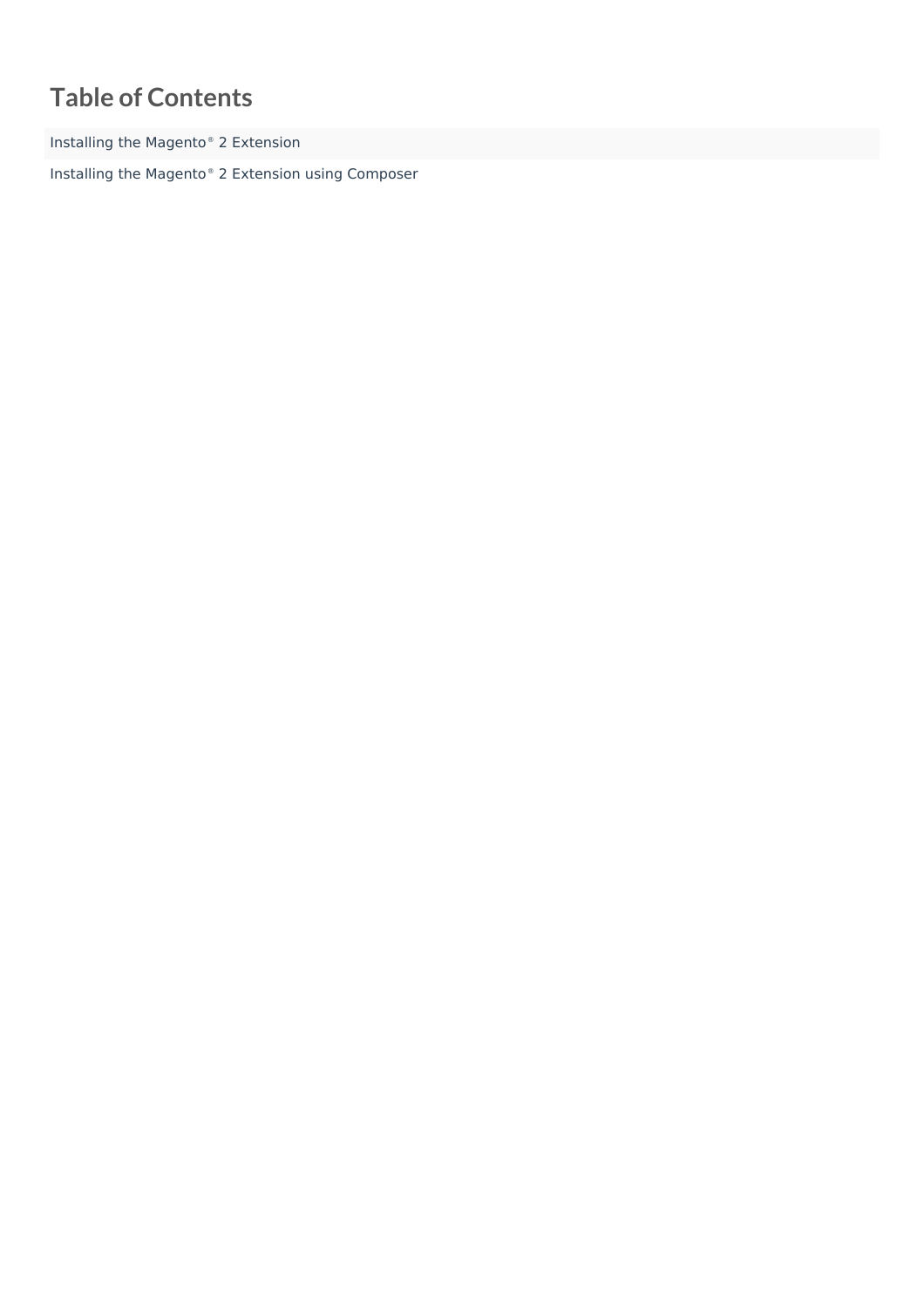# Table of Contents

Installing the Magento® 2 Extension

Installing the Magento® 2 Extension using Composer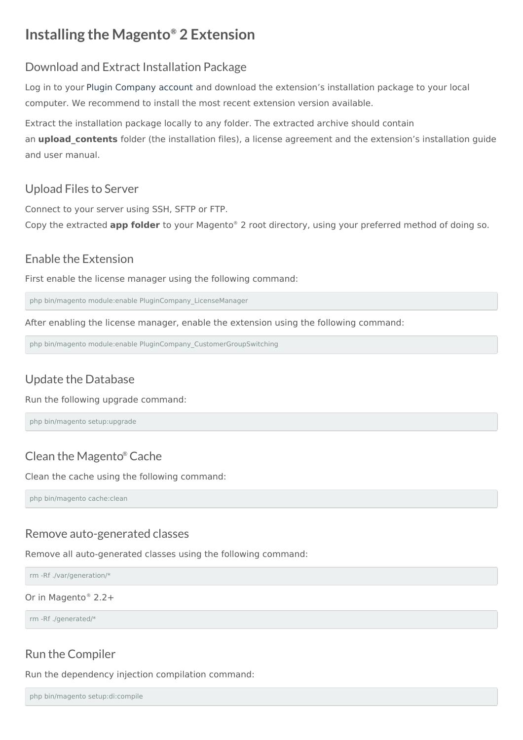# Installing the Magento® 2 Extension

## Download and Extract Installation Package

Log in to your Plugin Company account and download the extension's installation package to your local computer. We recommend to install the most recent extension version available.

Extract the installation package locally to any folder. The extracted archive should contain an **upload_contents** folder (the installation files), a license agreement and the extension's installation guide and user manual.

## Upload Files to Server

Connect to your server using SSH, SFTP or FTP.
Copy the extracted **app folder** to your Magento® 2 root directory, using your preferred method of doing so.

## Enable the Extension

First enable the license manager using the following command:

```
php bin/magento module:enable PluginCompany_LicenseManager
```

After enabling the license manager, enable the extension using the following command:

```
php bin/magento module:enable PluginCompany_CustomerGroupSwitching
```

## Update the Database

Run the following upgrade command:

```
php bin/magento setup:upgrade
```

## Clean the Magento® Cache

Clean the cache using the following command:

```
php bin/magento cache:clean
```

## Remove auto-generated classes

Remove all auto-generated classes using the following command:

```
rm -Rf ./var/generation/*
```

Or in Magento® 2.2+

```
rm -Rf ./generated/*
```

## Run the Compiler

Run the dependency injection compilation command:

```
php bin/magento setup:di:compile
```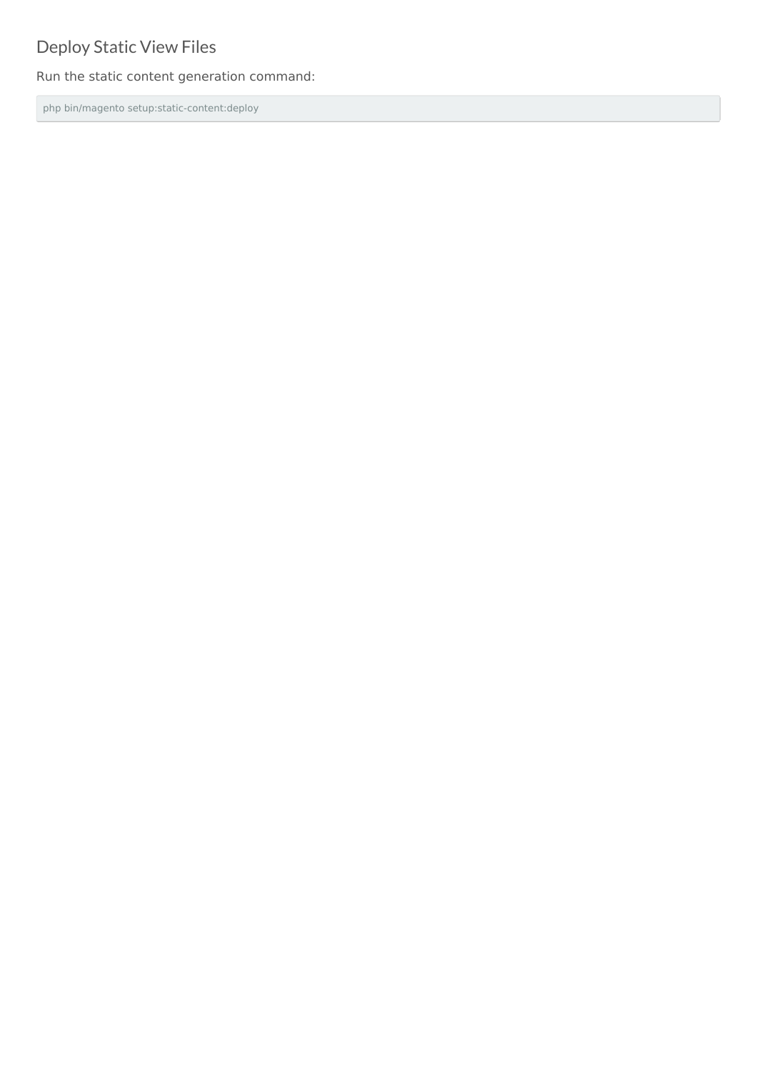## Deploy Static View Files

Run the static content generation command:

```
php bin/magento setup:static-content:deploy
```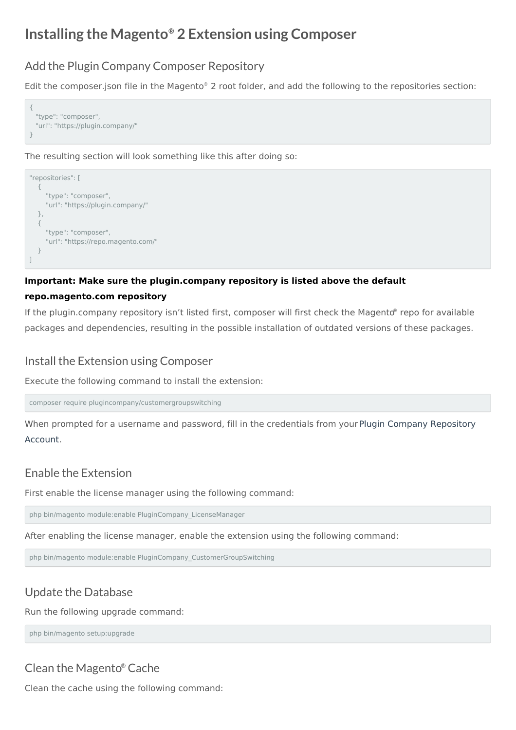# Installing the Magento® 2 Extension using Composer

## Add the Plugin Company Composer Repository

Edit the composer.json file in the Magento® 2 root folder, and add the following to the repositories section:

```
{
  "type": "composer",
  "url": "https://plugin.company/"
}
```

The resulting section will look something like this after doing so:

```
"repositories": [
    {
        "type": "composer",
        "url": "https://plugin.company/"
    },
    {
        "type": "composer",
        "url": "https://repo.magento.com/"
    }
]
```

**Important: Make sure the plugin.company repository is listed above the default repo.magento.com repository**

If the plugin.company repository isn't listed first, composer will first check the Magento® repo for available packages and dependencies, resulting in the possible installation of outdated versions of these packages.

## Install the Extension using Composer

Execute the following command to install the extension:

```
composer require plugincompany/customergroupswitching
```

When prompted for a username and password, fill in the credentials from your Plugin Company Repository Account.

## Enable the Extension

First enable the license manager using the following command:

```
php bin/magento module:enable PluginCompany_LicenseManager
```

After enabling the license manager, enable the extension using the following command:

```
php bin/magento module:enable PluginCompany_CustomerGroupSwitching
```

## Update the Database

Run the following upgrade command:

```
php bin/magento setup:upgrade
```

## Clean the Magento® Cache

Clean the cache using the following command: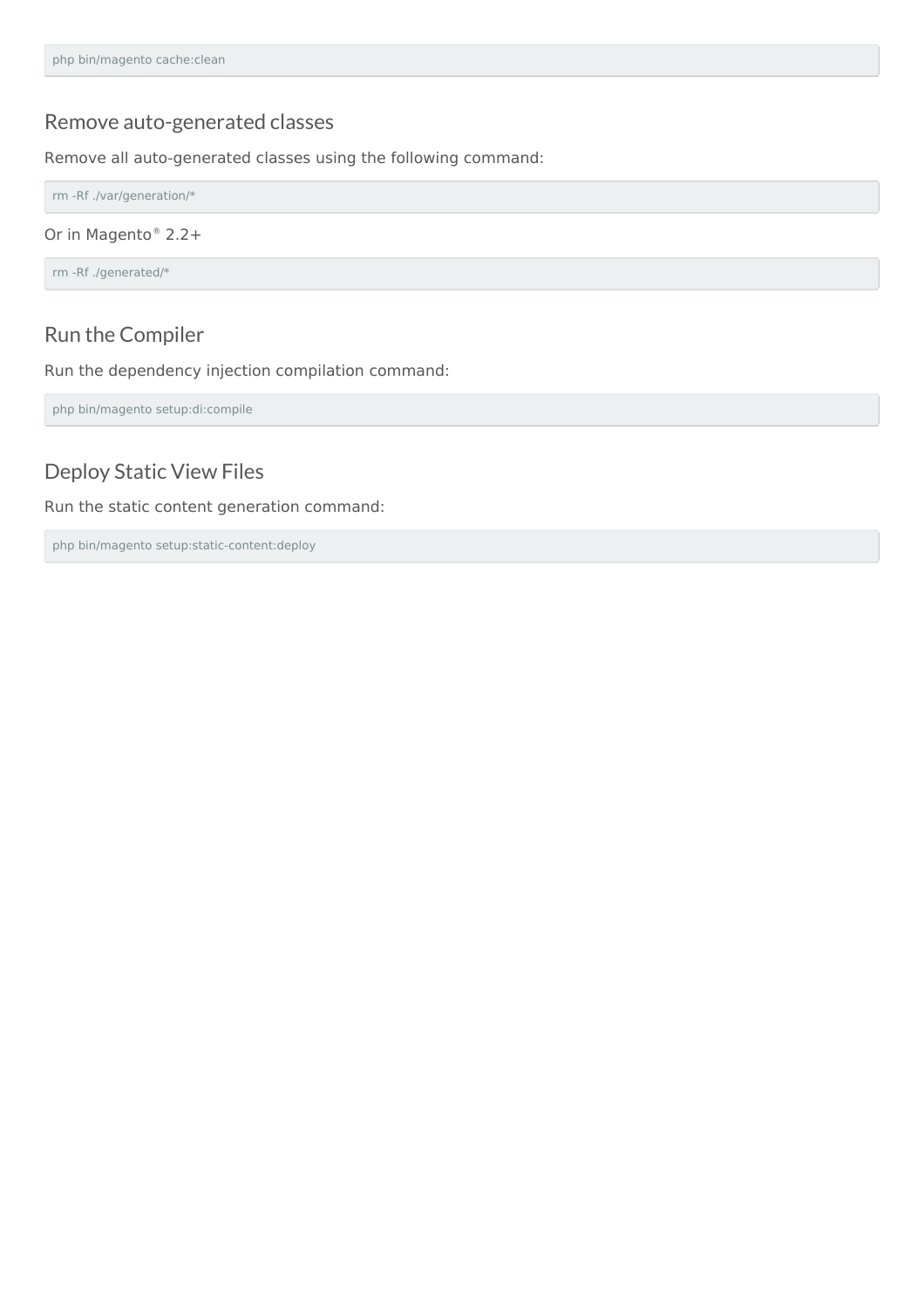```
php bin/magento cache:clean
```

## Remove auto-generated classes

Remove all auto-generated classes using the following command:

```
rm -Rf ./var/generation/*
```

Or in Magento® 2.2+

```
rm -Rf ./generated/*
```

## Run the Compiler

Run the dependency injection compilation command:

```
php bin/magento setup:di:compile
```

## Deploy Static View Files

Run the static content generation command:

```
php bin/magento setup:static-content:deploy
```